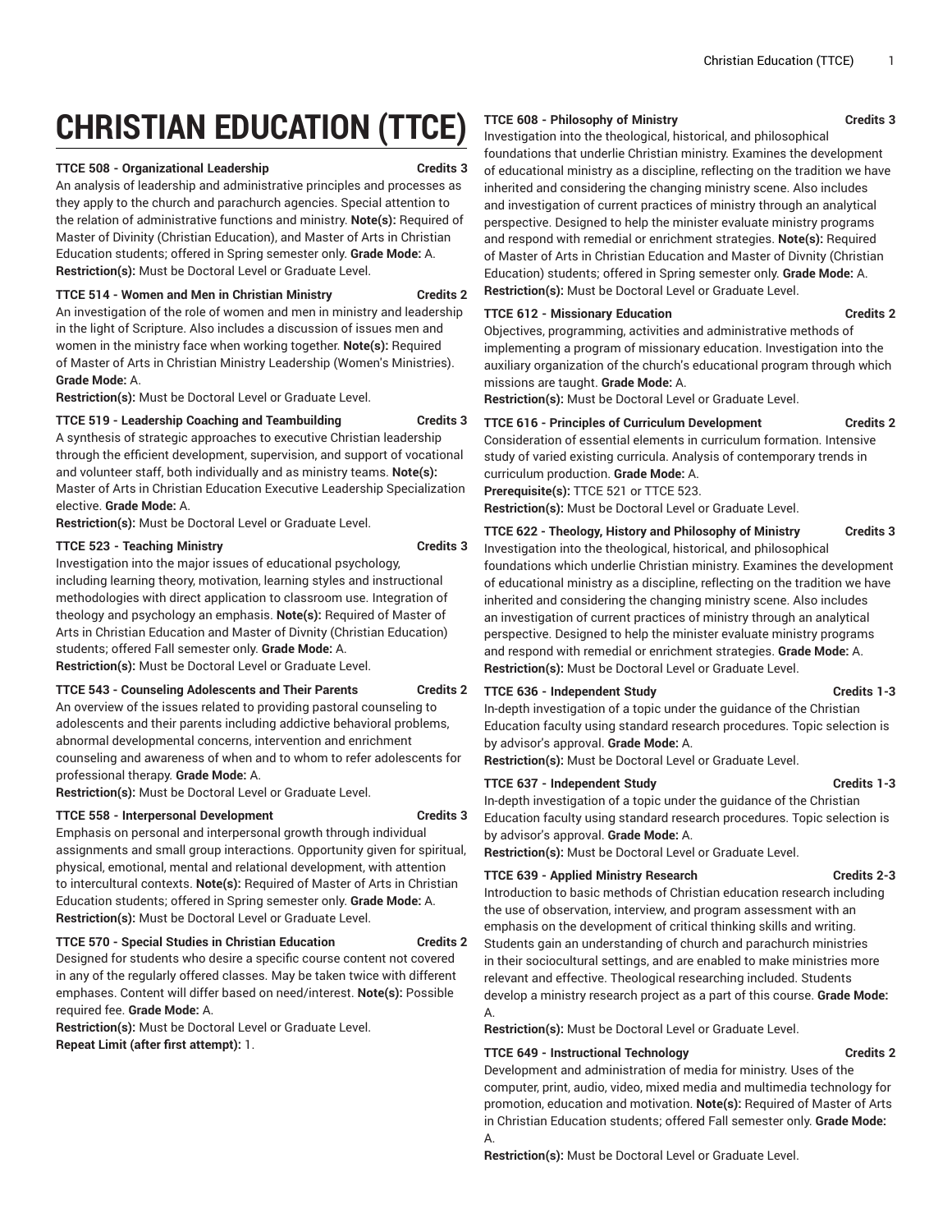# CHRISTIAN EDUCATION (TTCE)

**TTCE 508 - Organizational Leadership** **Credits 3**

An analysis of leadership and administrative principles and processes as they apply to the church and parachurch agencies. Special attention to the relation of administrative functions and ministry. **Note(s):** Required of Master of Divinity (Christian Education), and Master of Arts in Christian Education students; offered in Spring semester only. **Grade Mode:** A. **Restriction(s):** Must be Doctoral Level or Graduate Level.

**TTCE 514 - Women and Men in Christian Ministry** **Credits 2**

An investigation of the role of women and men in ministry and leadership in the light of Scripture. Also includes a discussion of issues men and women in the ministry face when working together. **Note(s):** Required of Master of Arts in Christian Ministry Leadership (Women's Ministries). **Grade Mode:** A.

**Restriction(s):** Must be Doctoral Level or Graduate Level.

**TTCE 519 - Leadership Coaching and Teambuilding** **Credits 3**

A synthesis of strategic approaches to executive Christian leadership through the efficient development, supervision, and support of vocational and volunteer staff, both individually and as ministry teams. **Note(s):** Master of Arts in Christian Education Executive Leadership Specialization elective. **Grade Mode:** A.

**Restriction(s):** Must be Doctoral Level or Graduate Level.

**TTCE 523 - Teaching Ministry** **Credits 3**

Investigation into the major issues of educational psychology, including learning theory, motivation, learning styles and instructional methodologies with direct application to classroom use. Integration of theology and psychology an emphasis. **Note(s):** Required of Master of Arts in Christian Education and Master of Divnity (Christian Education) students; offered Fall semester only. **Grade Mode:** A.

**Restriction(s):** Must be Doctoral Level or Graduate Level.

**TTCE 543 - Counseling Adolescents and Their Parents** **Credits 2**

An overview of the issues related to providing pastoral counseling to adolescents and their parents including addictive behavioral problems, abnormal developmental concerns, intervention and enrichment counseling and awareness of when and to whom to refer adolescents for professional therapy. **Grade Mode:** A.

**Restriction(s):** Must be Doctoral Level or Graduate Level.

**TTCE 558 - Interpersonal Development** **Credits 3**

Emphasis on personal and interpersonal growth through individual assignments and small group interactions. Opportunity given for spiritual, physical, emotional, mental and relational development, with attention to intercultural contexts. **Note(s):** Required of Master of Arts in Christian Education students; offered in Spring semester only. **Grade Mode:** A.

**Restriction(s):** Must be Doctoral Level or Graduate Level.

**TTCE 570 - Special Studies in Christian Education** **Credits 2**

Designed for students who desire a specific course content not covered in any of the regularly offered classes. May be taken twice with different emphases. Content will differ based on need/interest. **Note(s):** Possible required fee. **Grade Mode:** A.

**Restriction(s):** Must be Doctoral Level or Graduate Level.

**Repeat Limit (after first attempt):** 1.

**TTCE 608 - Philosophy of Ministry** **Credits 3**

Investigation into the theological, historical, and philosophical foundations that underlie Christian ministry. Examines the development of educational ministry as a discipline, reflecting on the tradition we have inherited and considering the changing ministry scene. Also includes and investigation of current practices of ministry through an analytical perspective. Designed to help the minister evaluate ministry programs and respond with remedial or enrichment strategies. **Note(s):** Required of Master of Arts in Christian Education and Master of Divnity (Christian Education) students; offered in Spring semester only. **Grade Mode:** A.

**Restriction(s):** Must be Doctoral Level or Graduate Level.

**TTCE 612 - Missionary Education** **Credits 2**

Objectives, programming, activities and administrative methods of implementing a program of missionary education. Investigation into the auxiliary organization of the church's educational program through which missions are taught. **Grade Mode:** A.

**Restriction(s):** Must be Doctoral Level or Graduate Level.

**TTCE 616 - Principles of Curriculum Development** **Credits 2**

Consideration of essential elements in curriculum formation. Intensive study of varied existing curricula. Analysis of contemporary trends in curriculum production. **Grade Mode:** A.

**Prerequisite(s):** TTCE 521 or TTCE 523.

**Restriction(s):** Must be Doctoral Level or Graduate Level.

**TTCE 622 - Theology, History and Philosophy of Ministry** **Credits 3**

Investigation into the theological, historical, and philosophical foundations which underlie Christian ministry. Examines the development of educational ministry as a discipline, reflecting on the tradition we have inherited and considering the changing ministry scene. Also includes an investigation of current practices of ministry through an analytical perspective. Designed to help the minister evaluate ministry programs and respond with remedial or enrichment strategies. **Grade Mode:** A.

**Restriction(s):** Must be Doctoral Level or Graduate Level.

**TTCE 636 - Independent Study** **Credits 1-3**

In-depth investigation of a topic under the guidance of the Christian Education faculty using standard research procedures. Topic selection is by advisor's approval. **Grade Mode:** A.

**Restriction(s):** Must be Doctoral Level or Graduate Level.

**TTCE 637 - Independent Study** **Credits 1-3**

In-depth investigation of a topic under the guidance of the Christian Education faculty using standard research procedures. Topic selection is by advisor's approval. **Grade Mode:** A.

**Restriction(s):** Must be Doctoral Level or Graduate Level.

**TTCE 639 - Applied Ministry Research** **Credits 2-3**

Introduction to basic methods of Christian education research including the use of observation, interview, and program assessment with an emphasis on the development of critical thinking skills and writing. Students gain an understanding of church and parachurch ministries in their sociocultural settings, and are enabled to make ministries more relevant and effective. Theological researching included. Students develop a ministry research project as a part of this course. **Grade Mode:** A.

**Restriction(s):** Must be Doctoral Level or Graduate Level.

**TTCE 649 - Instructional Technology** **Credits 2**

Development and administration of media for ministry. Uses of the computer, print, audio, video, mixed media and multimedia technology for promotion, education and motivation. **Note(s):** Required of Master of Arts in Christian Education students; offered Fall semester only. **Grade Mode:** A.

**Restriction(s):** Must be Doctoral Level or Graduate Level.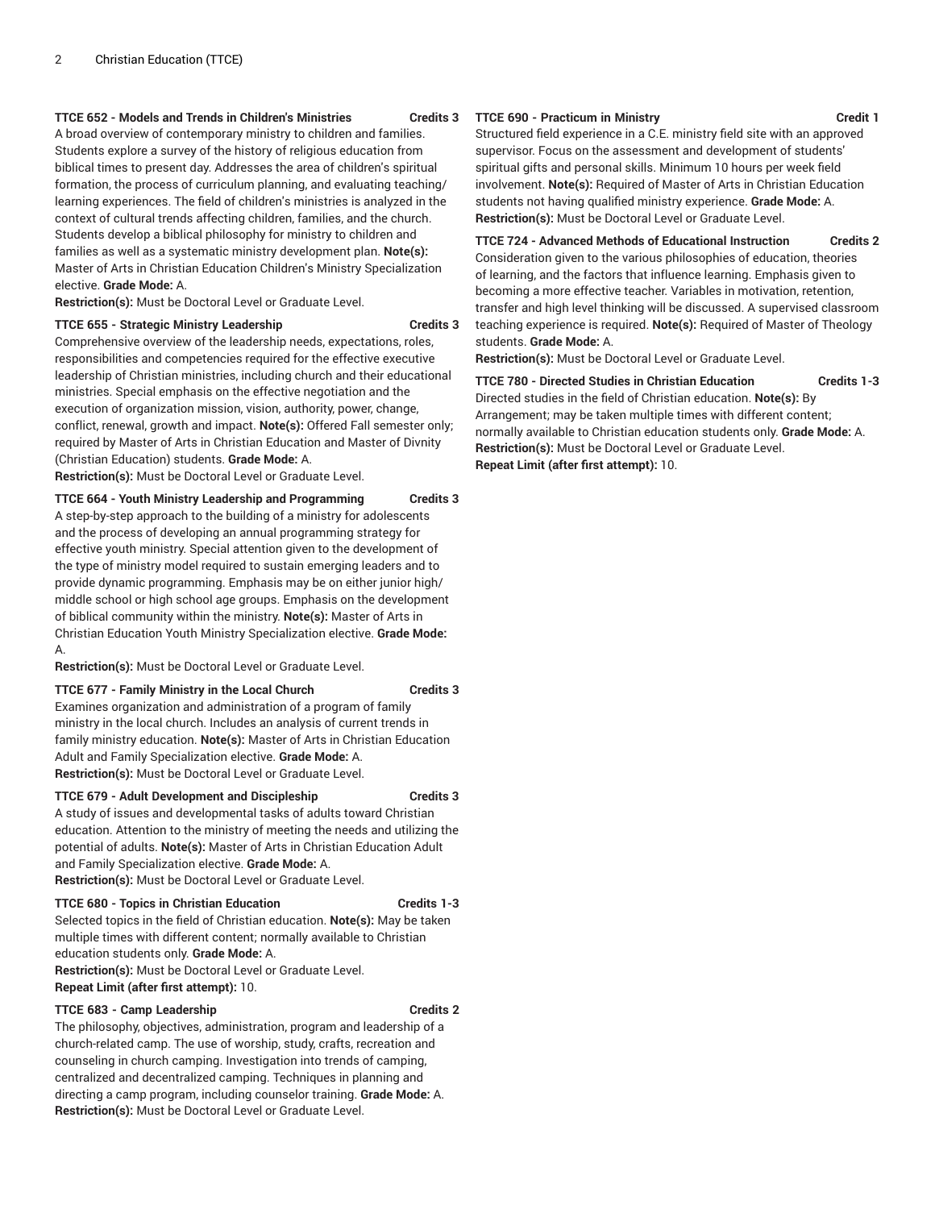**TTCE 652 - Models and Trends in Children's Ministries Credits 3**

A broad overview of contemporary ministry to children and families. Students explore a survey of the history of religious education from biblical times to present day. Addresses the area of children's spiritual formation, the process of curriculum planning, and evaluating teaching/learning experiences. The field of children's ministries is analyzed in the context of cultural trends affecting children, families, and the church. Students develop a biblical philosophy for ministry to children and families as well as a systematic ministry development plan. **Note(s):** Master of Arts in Christian Education Children's Ministry Specialization elective. **Grade Mode:** A.
**Restriction(s):** Must be Doctoral Level or Graduate Level.

**TTCE 655 - Strategic Ministry Leadership Credits 3**

Comprehensive overview of the leadership needs, expectations, roles, responsibilities and competencies required for the effective executive leadership of Christian ministries, including church and their educational ministries. Special emphasis on the effective negotiation and the execution of organization mission, vision, authority, power, change, conflict, renewal, growth and impact. **Note(s):** Offered Fall semester only; required by Master of Arts in Christian Education and Master of Divnity (Christian Education) students. **Grade Mode:** A.
**Restriction(s):** Must be Doctoral Level or Graduate Level.

**TTCE 664 - Youth Ministry Leadership and Programming Credits 3**

A step-by-step approach to the building of a ministry for adolescents and the process of developing an annual programming strategy for effective youth ministry. Special attention given to the development of the type of ministry model required to sustain emerging leaders and to provide dynamic programming. Emphasis may be on either junior high/middle school or high school age groups. Emphasis on the development of biblical community within the ministry. **Note(s):** Master of Arts in Christian Education Youth Ministry Specialization elective. **Grade Mode:** A.
**Restriction(s):** Must be Doctoral Level or Graduate Level.

**TTCE 677 - Family Ministry in the Local Church Credits 3**

Examines organization and administration of a program of family ministry in the local church. Includes an analysis of current trends in family ministry education. **Note(s):** Master of Arts in Christian Education Adult and Family Specialization elective. **Grade Mode:** A.
**Restriction(s):** Must be Doctoral Level or Graduate Level.

**TTCE 679 - Adult Development and Discipleship Credits 3**

A study of issues and developmental tasks of adults toward Christian education. Attention to the ministry of meeting the needs and utilizing the potential of adults. **Note(s):** Master of Arts in Christian Education Adult and Family Specialization elective. **Grade Mode:** A.
**Restriction(s):** Must be Doctoral Level or Graduate Level.

**TTCE 680 - Topics in Christian Education Credits 1-3**

Selected topics in the field of Christian education. **Note(s):** May be taken multiple times with different content; normally available to Christian education students only. **Grade Mode:** A.
**Restriction(s):** Must be Doctoral Level or Graduate Level.
**Repeat Limit (after first attempt):** 10.

**TTCE 683 - Camp Leadership Credits 2**

The philosophy, objectives, administration, program and leadership of a church-related camp. The use of worship, study, crafts, recreation and counseling in church camping. Investigation into trends of camping, centralized and decentralized camping. Techniques in planning and directing a camp program, including counselor training. **Grade Mode:** A.
**Restriction(s):** Must be Doctoral Level or Graduate Level.

**TTCE 690 - Practicum in Ministry Credit 1**

Structured field experience in a C.E. ministry field site with an approved supervisor. Focus on the assessment and development of students' spiritual gifts and personal skills. Minimum 10 hours per week field involvement. **Note(s):** Required of Master of Arts in Christian Education students not having qualified ministry experience. **Grade Mode:** A.
**Restriction(s):** Must be Doctoral Level or Graduate Level.

**TTCE 724 - Advanced Methods of Educational Instruction Credits 2**

Consideration given to the various philosophies of education, theories of learning, and the factors that influence learning. Emphasis given to becoming a more effective teacher. Variables in motivation, retention, transfer and high level thinking will be discussed. A supervised classroom teaching experience is required. **Note(s):** Required of Master of Theology students. **Grade Mode:** A.
**Restriction(s):** Must be Doctoral Level or Graduate Level.

**TTCE 780 - Directed Studies in Christian Education Credits 1-3**

Directed studies in the field of Christian education. **Note(s):** By Arrangement; may be taken multiple times with different content; normally available to Christian education students only. **Grade Mode:** A.
**Restriction(s):** Must be Doctoral Level or Graduate Level.
**Repeat Limit (after first attempt):** 10.